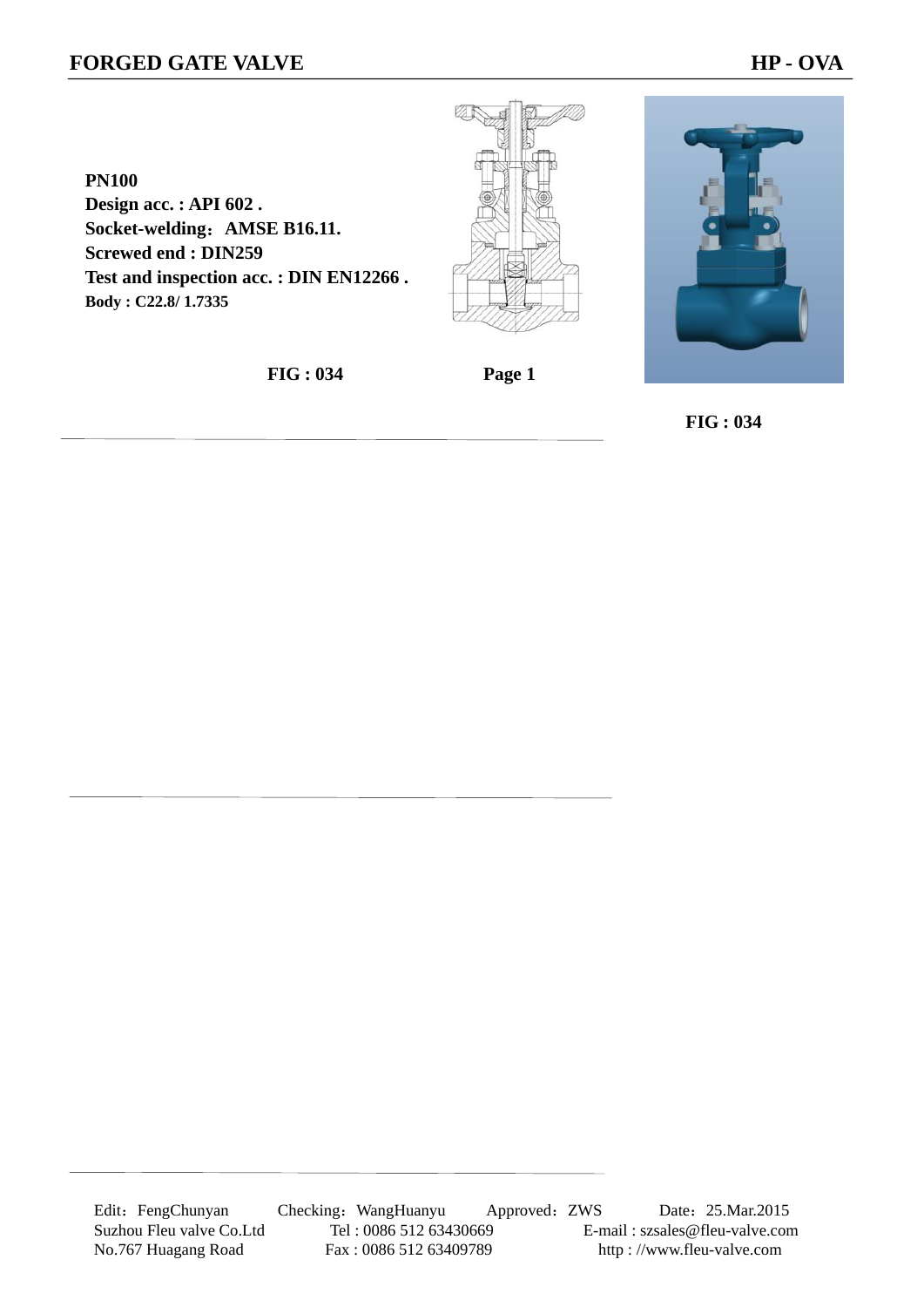# FORGED GATE VALVE

**HP - OVA**

**PN100**
**Design acc. : API 602 .**
**Socket-welding：AMSE B16.11.**
**Screwed end : DIN259**
**Test and inspection acc. : DIN EN12266 .**
**Body : C22.8/ 1.7335**

**FIG : 034**

**FIG : 034**

Edit：FengChunyan　Checking：WangHuanyu　Approved：ZWS　Date：25.Mar.2015

Suzhou Fleu valve Co.Ltd　Tel : 0086 512 63430669　E-mail : szsales@fleu-valve.com

No.767 Huagang Road　Fax : 0086 512 63409789　http : //www.fleu-valve.com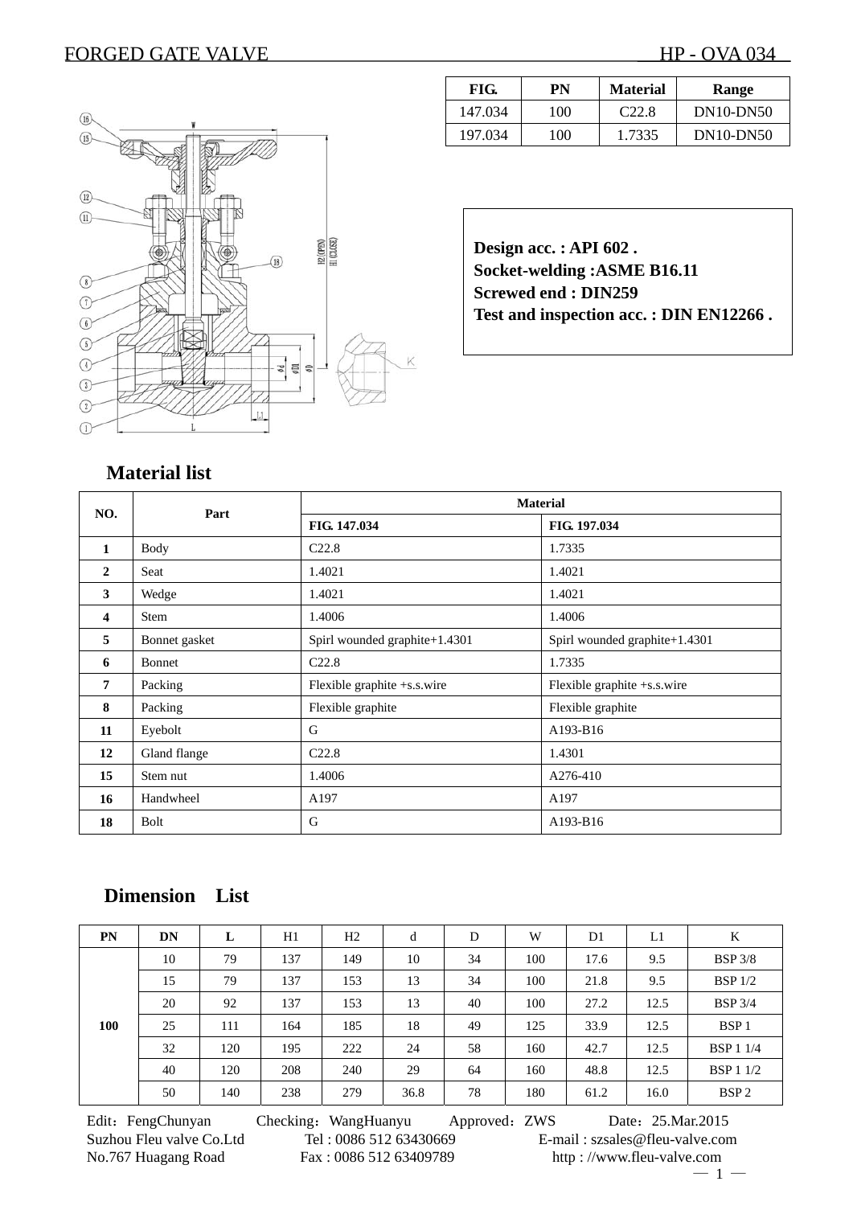# FORGED GATE VALVE HP - OVA 034

| FIG. | PN | Material | Range |
|---|---|---|---|
| 147.034 | 100 | C22.8 | DN10-DN50 |
| 197.034 | 100 | 1.7335 | DN10-DN50 |

**Design acc. : API 602 .**
**Socket-welding :ASME B16.11**
**Screwed end : DIN259**
**Test and inspection acc. : DIN EN12266 .**

## Material list

| NO. | Part | Material | |
|---|---|---|---|
| | | FIG. 147.034 | FIG. 197.034 |
| 1 | Body | C22.8 | 1.7335 |
| 2 | Seat | 1.4021 | 1.4021 |
| 3 | Wedge | 1.4021 | 1.4021 |
| 4 | Stem | 1.4006 | 1.4006 |
| 5 | Bonnet gasket | Spirl wounded graphite+1.4301 | Spirl wounded graphite+1.4301 |
| 6 | Bonnet | C22.8 | 1.7335 |
| 7 | Packing | Flexible graphite +s.s.wire | Flexible graphite +s.s.wire |
| 8 | Packing | Flexible graphite | Flexible graphite |
| 11 | Eyebolt | G | A193-B16 |
| 12 | Gland flange | C22.8 | 1.4301 |
| 15 | Stem nut | 1.4006 | A276-410 |
| 16 | Handwheel | A197 | A197 |
| 18 | Bolt | G | A193-B16 |

## Dimension List

| PN | DN | L | H1 | H2 | d | D | W | D1 | L1 | K |
|---|---|---|---|---|---|---|---|---|---|---|
| 100 | 10 | 79 | 137 | 149 | 10 | 34 | 100 | 17.6 | 9.5 | BSP 3/8 |
| | 15 | 79 | 137 | 153 | 13 | 34 | 100 | 21.8 | 9.5 | BSP 1/2 |
| | 20 | 92 | 137 | 153 | 13 | 40 | 100 | 27.2 | 12.5 | BSP 3/4 |
| | 25 | 111 | 164 | 185 | 18 | 49 | 125 | 33.9 | 12.5 | BSP 1 |
| | 32 | 120 | 195 | 222 | 24 | 58 | 160 | 42.7 | 12.5 | BSP 1 1/4 |
| | 40 | 120 | 208 | 240 | 29 | 64 | 160 | 48.8 | 12.5 | BSP 1 1/2 |
| | 50 | 140 | 238 | 279 | 36.8 | 78 | 180 | 61.2 | 16.0 | BSP 2 |

Edit：FengChunyan Checking：WangHuanyu Approved：ZWS Date：25.Mar.2015
Suzhou Fleu valve Co.Ltd Tel : 0086 512 63430669 E-mail : szsales@fleu-valve.com
No.767 Huagang Road Fax : 0086 512 63409789 http : //www.fleu-valve.com